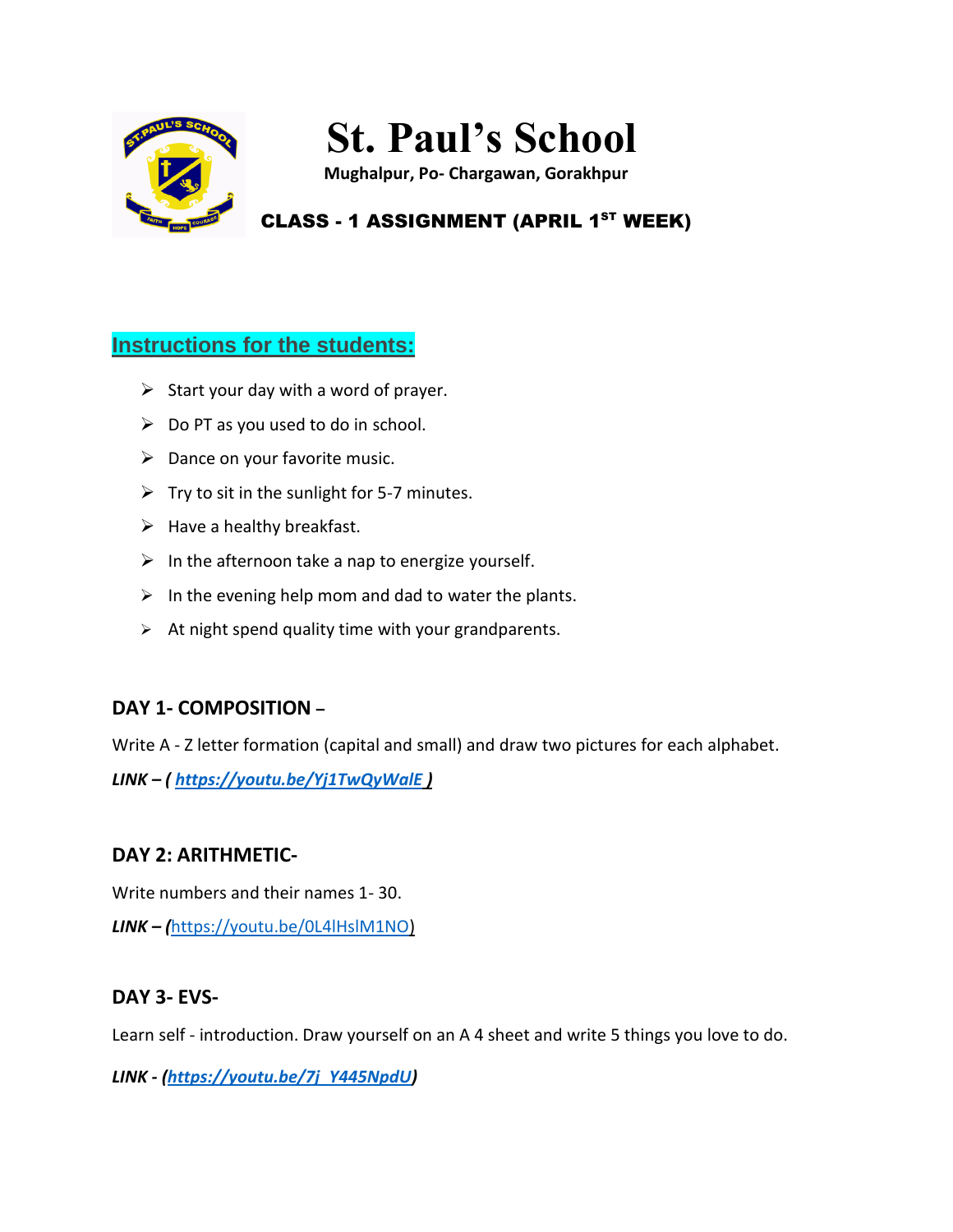# St. Paul's School

**Mughalpur, Po- Chargawan, Gorakhpur**

**CLASS - 1 ASSIGNMENT (APRIL 1ST WEEK)**

## Instructions for the students:

- Start your day with a word of prayer.
- Do PT as you used to do in school.
- Dance on your favorite music.
- Try to sit in the sunlight for 5-7 minutes.
- Have a healthy breakfast.
- In the afternoon take a nap to energize yourself.
- In the evening help mom and dad to water the plants.
- At night spend quality time with your grandparents.

### DAY 1- COMPOSITION –

Write A - Z letter formation (capital and small) and draw two pictures for each alphabet.

***LINK – ( https://youtu.be/Yj1TwQyWalE )***

### DAY 2: ARITHMETIC-

Write numbers and their names 1- 30.

***LINK –*** (https://youtu.be/0L4lHslM1NO)

### DAY 3- EVS-

Learn self - introduction. Draw yourself on an A 4 sheet and write 5 things you love to do.

***LINK - (https://youtu.be/7j_Y445NpdU)***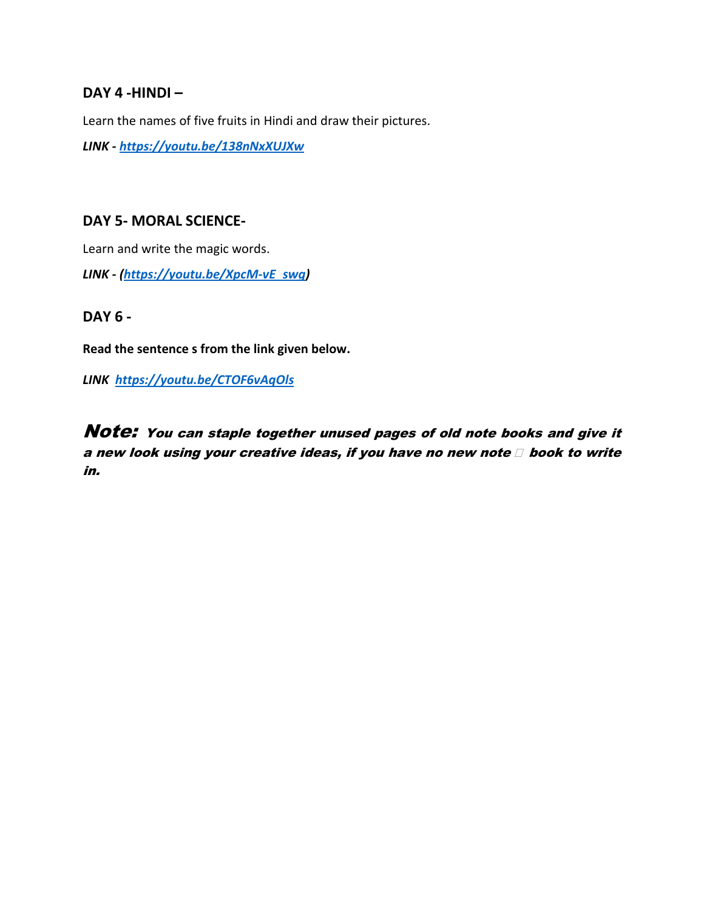### DAY 4 -HINDI –

Learn the names of five fruits in Hindi and draw their pictures.

***LINK - https://youtu.be/138nNxXUJXw***

### DAY 5- MORAL SCIENCE-

Learn and write the magic words.

***LINK - (https://youtu.be/XpcM-vE_swg)***

### DAY 6 -

**Read the sentence s from the link given below.**

***LINK https://youtu.be/CTOF6vAqOls***

***Note: You can staple together unused pages of old note books and give it a new look using your creative ideas, if you have no new note  book to write in.***